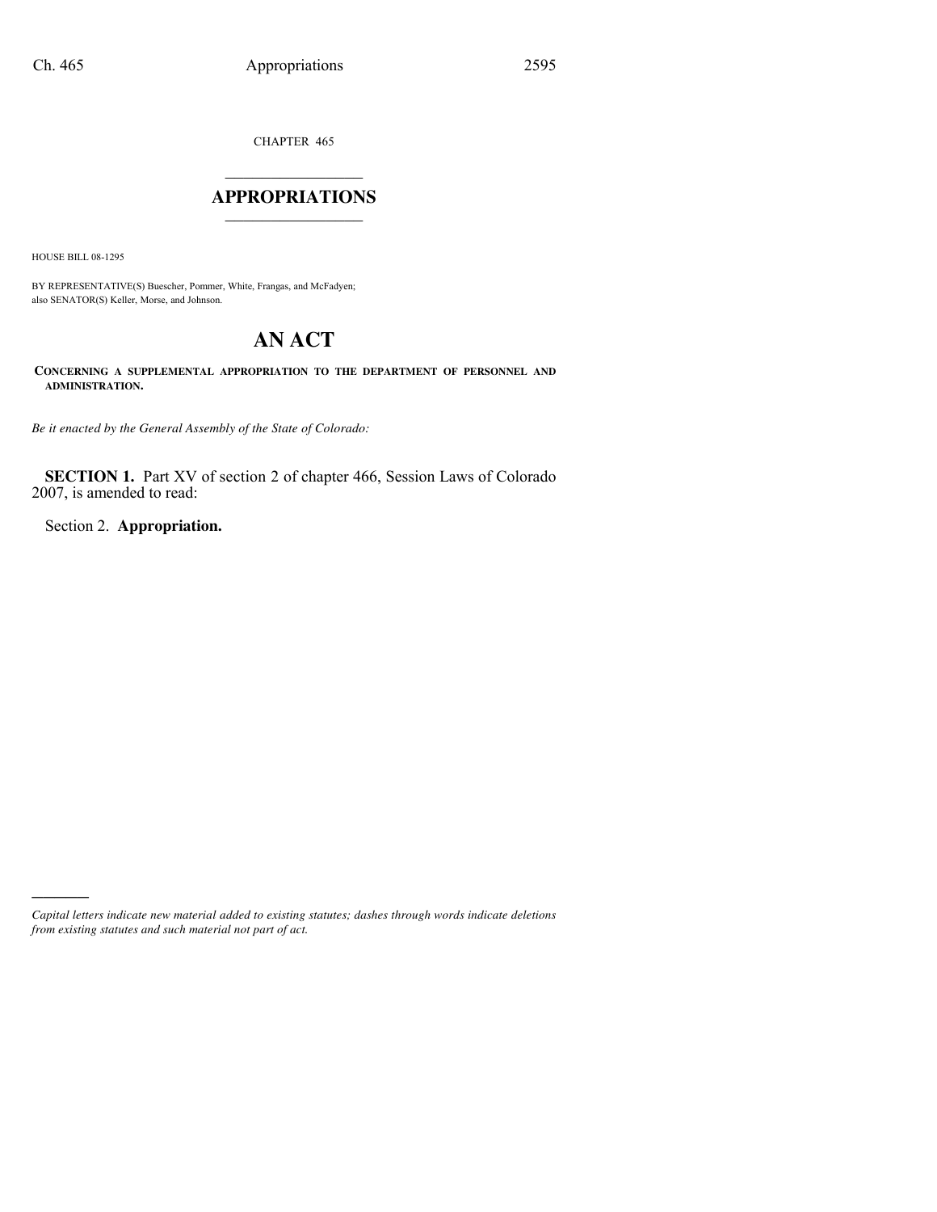CHAPTER 465

# APPROPRIATIONS

HOUSE BILL 08-1295

BY REPRESENTATIVE(S) Buescher, Pommer, White, Frangas, and McFadyen;
also SENATOR(S) Keller, Morse, and Johnson.

# AN ACT

**CONCERNING A SUPPLEMENTAL APPROPRIATION TO THE DEPARTMENT OF PERSONNEL AND ADMINISTRATION.**

*Be it enacted by the General Assembly of the State of Colorado:*

**SECTION 1.** Part XV of section 2 of chapter 466, Session Laws of Colorado 2007, is amended to read:

Section 2. **Appropriation.**

*Capital letters indicate new material added to existing statutes; dashes through words indicate deletions from existing statutes and such material not part of act.*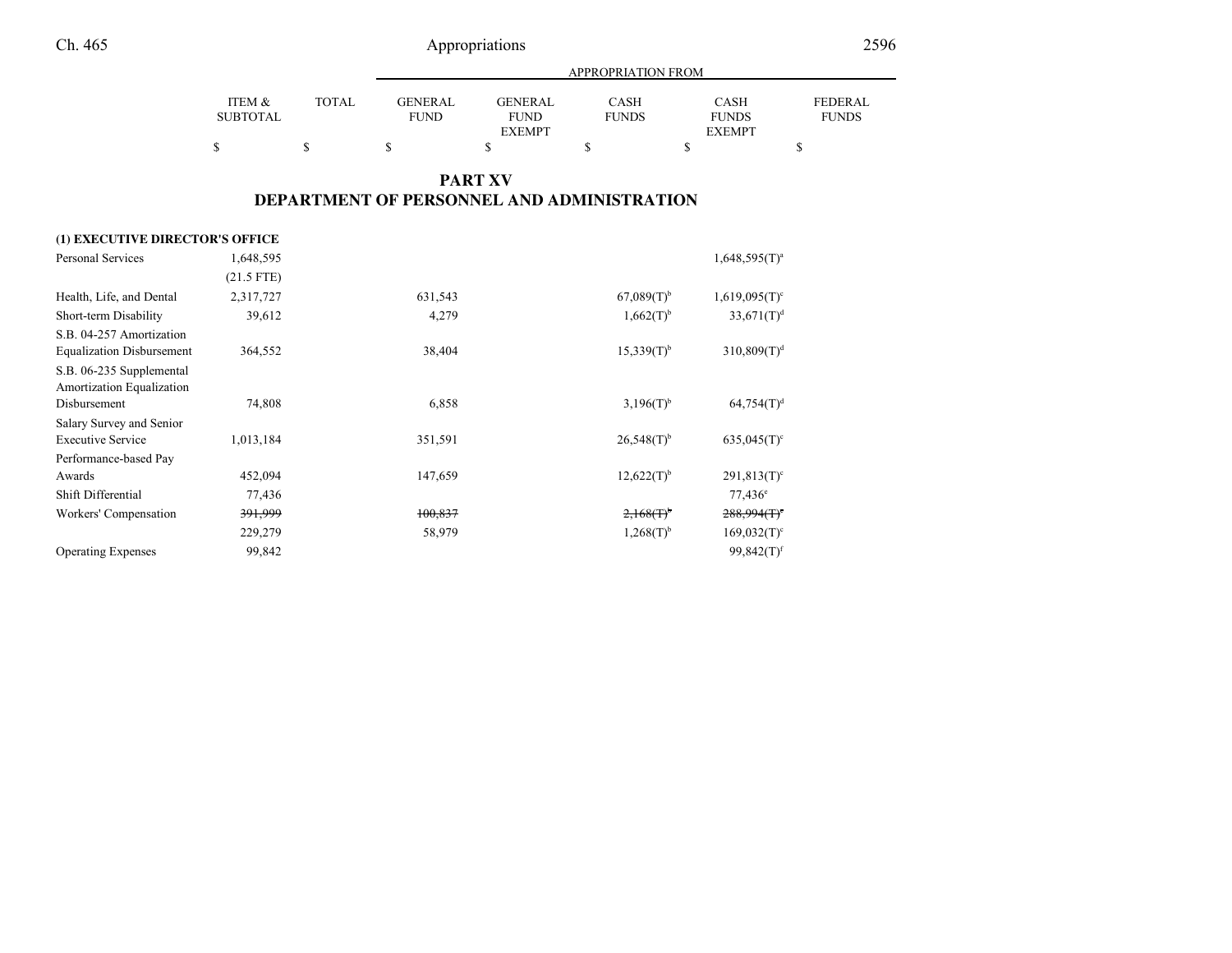| | ITEM & SUBTOTAL | TOTAL | GENERAL FUND | GENERAL FUND EXEMPT | CASH FUNDS | CASH FUNDS EXEMPT | FEDERAL FUNDS |
|---|---|---|---|---|---|---|---|
| | | | APPROPRIATION FROM | | | | |
| | $ | $ | $ | $ | $ | $ | $ |

## PART XV
## DEPARTMENT OF PERSONNEL AND ADMINISTRATION

| | ITEM & SUBTOTAL | TOTAL | GENERAL FUND | GENERAL FUND EXEMPT | CASH FUNDS | CASH FUNDS EXEMPT | FEDERAL FUNDS |
|---|---|---|---|---|---|---|---|
| **(1) EXECUTIVE DIRECTOR'S OFFICE** | | | | | | | |
| Personal Services | 1,648,595 | | | | | 1,648,595(T)[a] | |
| | (21.5 FTE) | | | | | | |
| Health, Life, and Dental | 2,317,727 | | 631,543 | | 67,089(T)[b] | 1,619,095(T)[c] | |
| Short-term Disability | 39,612 | | 4,279 | | 1,662(T)[b] | 33,671(T)[d] | |
| S.B. 04-257 Amortization Equalization Disbursement | 364,552 | | 38,404 | | 15,339(T)[b] | 310,809(T)[d] | |
| S.B. 06-235 Supplemental Amortization Equalization Disbursement | 74,808 | | 6,858 | | 3,196(T)[b] | 64,754(T)[d] | |
| Salary Survey and Senior Executive Service | 1,013,184 | | 351,591 | | 26,548(T)[b] | 635,045(T)[c] | |
| Performance-based Pay Awards | 452,094 | | 147,659 | | 12,622(T)[b] | 291,813(T)[c] | |
| Shift Differential | 77,436 | | | | | 77,436[c] | |
| Workers' Compensation | ~~391,999~~ | | ~~100,837~~ | | ~~2,168(T)~~[b] | ~~288,994(T)~~[c] | |
| | 229,279 | | 58,979 | | 1,268(T)[b] | 169,032(T)[c] | |
| Operating Expenses | 99,842 | | | | | 99,842(T)[f] | |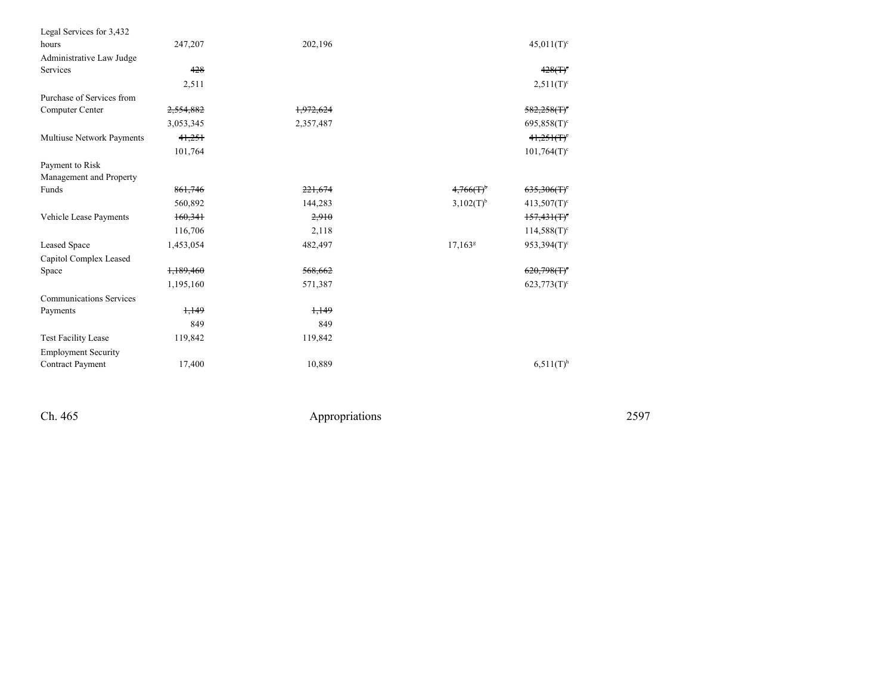| | | | | | |
|---|---|---|---|---|---|
| Legal Services for 3,432 hours | 247,207 | 202,196 | | | 45,011(T)[c] |
| Administrative Law Judge Services | ~~428~~ | | | | ~~428(T)[c]~~ |
| | 2,511 | | | | 2,511(T)[c] |
| Purchase of Services from Computer Center | ~~2,554,882~~ | ~~1,972,624~~ | | | ~~582,258(T)[c]~~ |
| | 3,053,345 | 2,357,487 | | | 695,858(T)[c] |
| Multiuse Network Payments | ~~41,251~~ | | | | ~~41,251(T)[c]~~ |
| | 101,764 | | | | 101,764(T)[c] |
| Payment to Risk Management and Property Funds | ~~861,746~~ | ~~221,674~~ | | ~~4,766(T)[b]~~ | ~~635,306(T)[c]~~ |
| | 560,892 | 144,283 | | 3,102(T)[b] | 413,507(T)[c] |
| Vehicle Lease Payments | ~~160,341~~ | ~~2,910~~ | | | ~~157,431(T)[c]~~ |
| | 116,706 | 2,118 | | | 114,588(T)[c] |
| Leased Space | 1,453,054 | 482,497 | | 17,163[g] | 953,394(T)[c] |
| Capitol Complex Leased Space | ~~1,189,460~~ | ~~568,662~~ | | | ~~620,798(T)[c]~~ |
| | 1,195,160 | 571,387 | | | 623,773(T)[c] |
| Communications Services Payments | ~~1,149~~ | ~~1,149~~ | | | |
| | 849 | 849 | | | |
| Test Facility Lease | 119,842 | 119,842 | | | |
| Employment Security Contract Payment | 17,400 | 10,889 | | | 6,511(T)[h] |

Ch. 465 Appropriations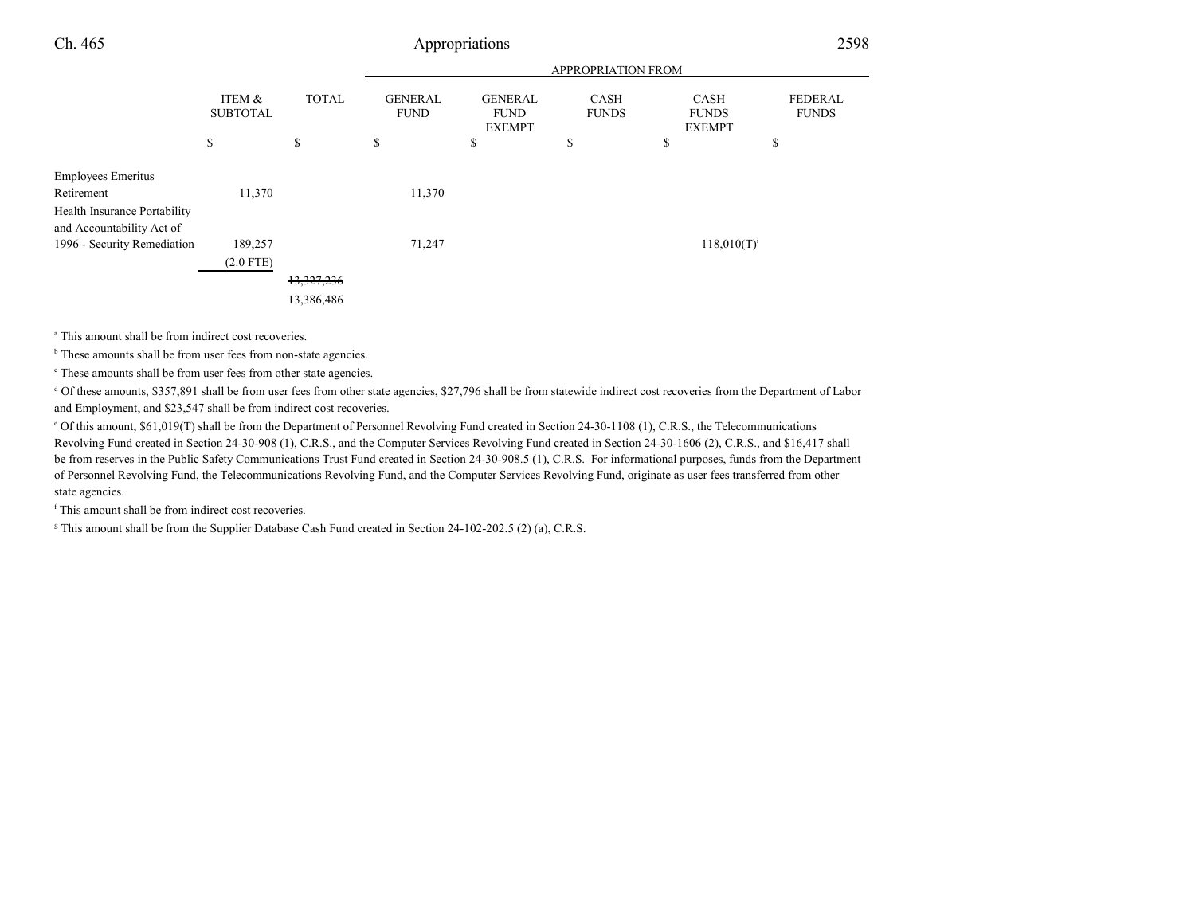| | ITEM & SUBTOTAL | TOTAL | APPROPRIATION FROM GENERAL FUND | GENERAL FUND EXEMPT | CASH FUNDS | CASH FUNDS EXEMPT | FEDERAL FUNDS |
|---|---|---|---|---|---|---|---|
| | $ | $ | $ | $ | $ | $ | $ |
| Employees Emeritus Retirement | 11,370 | | 11,370 | | | | |
| Health Insurance Portability and Accountability Act of 1996 - Security Remediation | 189,257 | | 71,247 | | | 118,010(T)[i] | |
| | (2.0 FTE) | | | | | | |
| | | ~~13,327,236~~ | | | | | |
| | | 13,386,486 | | | | | |

[a] This amount shall be from indirect cost recoveries.

[b] These amounts shall be from user fees from non-state agencies.

[c] These amounts shall be from user fees from other state agencies.

[d] Of these amounts, $357,891 shall be from user fees from other state agencies, $27,796 shall be from statewide indirect cost recoveries from the Department of Labor and Employment, and $23,547 shall be from indirect cost recoveries.

[e] Of this amount, $61,019(T) shall be from the Department of Personnel Revolving Fund created in Section 24-30-1108 (1), C.R.S., the Telecommunications Revolving Fund created in Section 24-30-908 (1), C.R.S., and the Computer Services Revolving Fund created in Section 24-30-1606 (2), C.R.S., and $16,417 shall be from reserves in the Public Safety Communications Trust Fund created in Section 24-30-908.5 (1), C.R.S. For informational purposes, funds from the Department of Personnel Revolving Fund, the Telecommunications Revolving Fund, and the Computer Services Revolving Fund, originate as user fees transferred from other state agencies.

[f] This amount shall be from indirect cost recoveries.

[g] This amount shall be from the Supplier Database Cash Fund created in Section 24-102-202.5 (2) (a), C.R.S.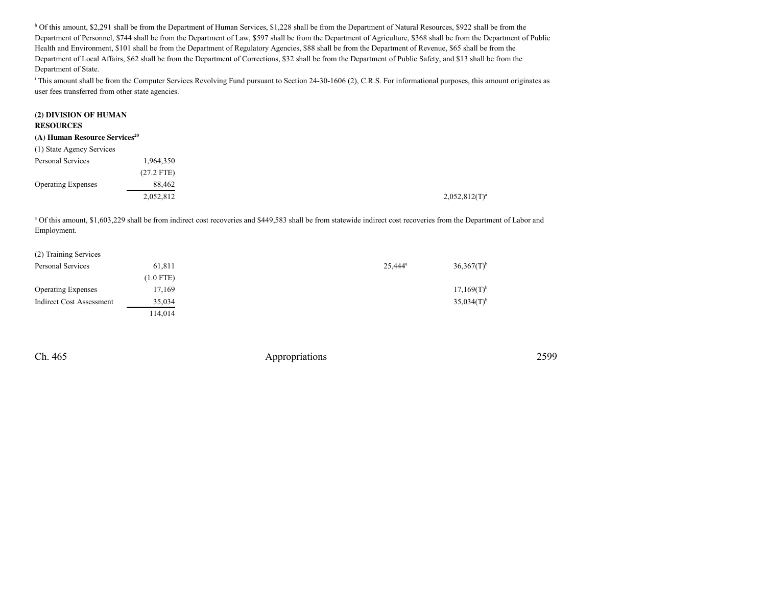[h] Of this amount, $2,291 shall be from the Department of Human Services, $1,228 shall be from the Department of Natural Resources, $922 shall be from the Department of Personnel, $744 shall be from the Department of Law, $597 shall be from the Department of Agriculture, $368 shall be from the Department of Public Health and Environment, $101 shall be from the Department of Regulatory Agencies, $88 shall be from the Department of Revenue, $65 shall be from the Department of Local Affairs, $62 shall be from the Department of Corrections, $32 shall be from the Department of Public Safety, and $13 shall be from the Department of State.

[i] This amount shall be from the Computer Services Revolving Fund pursuant to Section 24-30-1606 (2), C.R.S. For informational purposes, this amount originates as user fees transferred from other state agencies.

**(2) DIVISION OF HUMAN RESOURCES**

**(A) Human Resource Services[20]**

(1) State Agency Services

| | | | | | |
|---|---|---|---|---|---|
| Personal Services | 1,964,350 | | | | |
| | (27.2 FTE) | | | | |
| Operating Expenses | 88,462 | | | | |
| | 2,052,812 | | | | 2,052,812(T)[a] |

[a] Of this amount, $1,603,229 shall be from indirect cost recoveries and $449,583 shall be from statewide indirect cost recoveries from the Department of Labor and Employment.

(2) Training Services

| | | | | | |
|---|---|---|---|---|---|
| Personal Services | 61,811 | | | 25,444[a] | 36,367(T)[b] |
| | (1.0 FTE) | | | | |
| Operating Expenses | 17,169 | | | | 17,169(T)[b] |
| Indirect Cost Assessment | 35,034 | | | | 35,034(T)[b] |
| | 114,014 | | | | |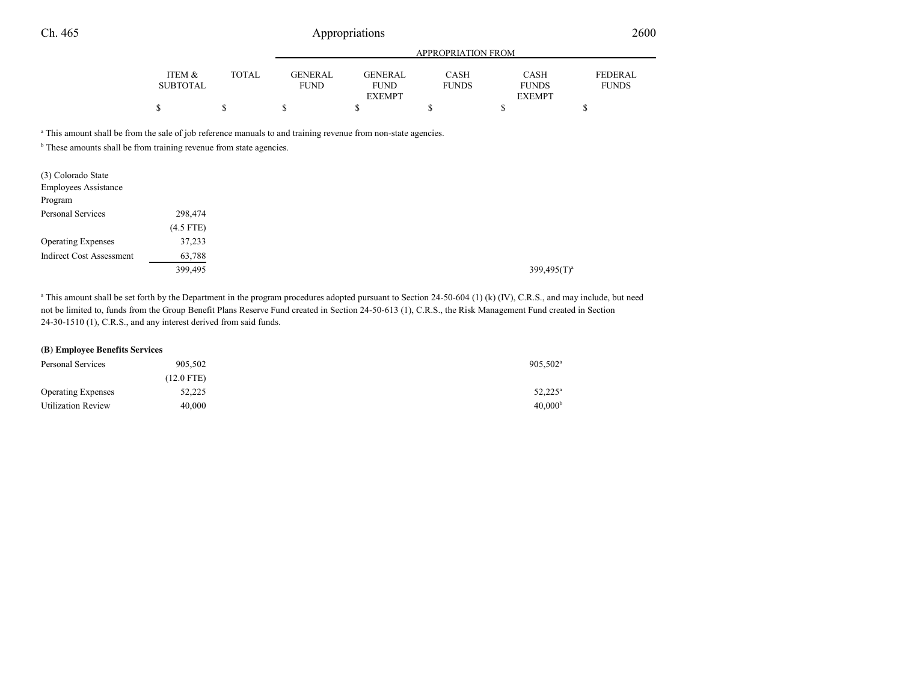| | ITEM & SUBTOTAL | TOTAL | GENERAL FUND | GENERAL FUND EXEMPT | CASH FUNDS | CASH FUNDS EXEMPT | FEDERAL FUNDS |
|---|---|---|---|---|---|---|---|
| | $ | $ | $ | $ | $ | $ | $ |

[a] This amount shall be from the sale of job reference manuals to and training revenue from non-state agencies.

[b] These amounts shall be from training revenue from state agencies.

| | ITEM & SUBTOTAL | TOTAL | GENERAL FUND | GENERAL FUND EXEMPT | CASH FUNDS | CASH FUNDS EXEMPT | FEDERAL FUNDS |
|---|---|---|---|---|---|---|---|
| (3) Colorado State Employees Assistance Program | | | | | | | |
| Personal Services | 298,474 | | | | | | |
| | (4.5 FTE) | | | | | | |
| Operating Expenses | 37,233 | | | | | | |
| Indirect Cost Assessment | 63,788 | | | | | | |
| | 399,495 | | | | | 399,495(T)[a] | |

[a] This amount shall be set forth by the Department in the program procedures adopted pursuant to Section 24-50-604 (1) (k) (IV), C.R.S., and may include, but need not be limited to, funds from the Group Benefit Plans Reserve Fund created in Section 24-50-613 (1), C.R.S., the Risk Management Fund created in Section 24-30-1510 (1), C.R.S., and any interest derived from said funds.

**(B) Employee Benefits Services**

| | ITEM & SUBTOTAL | TOTAL | GENERAL FUND | GENERAL FUND EXEMPT | CASH FUNDS | CASH FUNDS EXEMPT | FEDERAL FUNDS |
|---|---|---|---|---|---|---|---|
| Personal Services | 905,502 | | | | | 905,502[a] | |
| | (12.0 FTE) | | | | | | |
| Operating Expenses | 52,225 | | | | | 52,225[a] | |
| Utilization Review | 40,000 | | | | | 40,000[b] | |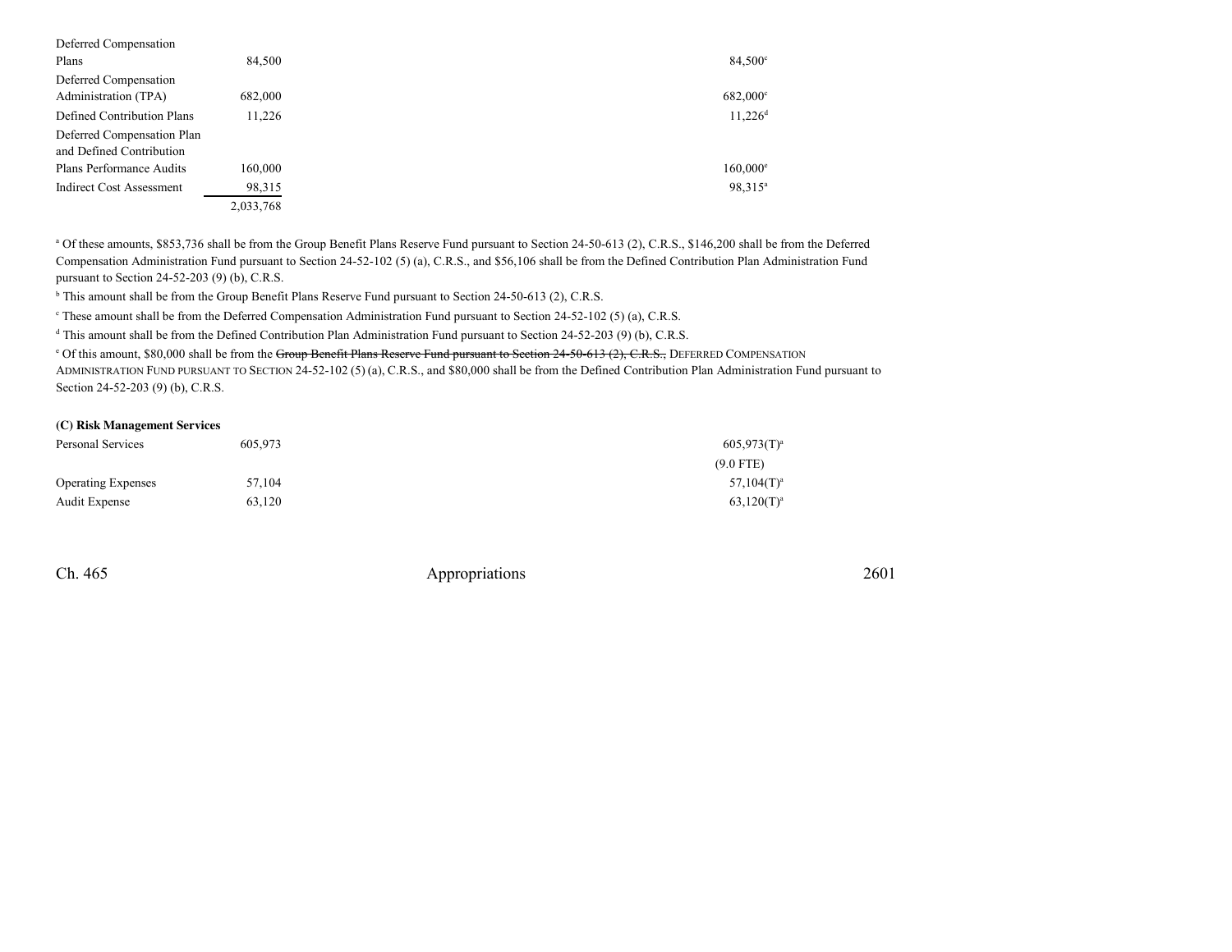| | | | | | | |
|---|---|---|---|---|---|---|
| Deferred Compensation Plans | 84,500 | | | 84,500[c] | | |
| Deferred Compensation Administration (TPA) | 682,000 | | | 682,000[c] | | |
| Defined Contribution Plans | 11,226 | | | 11,226[d] | | |
| Deferred Compensation Plan and Defined Contribution Plans Performance Audits | 160,000 | | | 160,000[e] | | |
| Indirect Cost Assessment | 98,315 | | | 98,315[a] | | |
| | 2,033,768 | | | | | |

[a] Of these amounts, $853,736 shall be from the Group Benefit Plans Reserve Fund pursuant to Section 24-50-613 (2), C.R.S., $146,200 shall be from the Deferred Compensation Administration Fund pursuant to Section 24-52-102 (5) (a), C.R.S., and $56,106 shall be from the Defined Contribution Plan Administration Fund pursuant to Section 24-52-203 (9) (b), C.R.S.

[b] This amount shall be from the Group Benefit Plans Reserve Fund pursuant to Section 24-50-613 (2), C.R.S.

[c] These amount shall be from the Deferred Compensation Administration Fund pursuant to Section 24-52-102 (5) (a), C.R.S.

[d] This amount shall be from the Defined Contribution Plan Administration Fund pursuant to Section 24-52-203 (9) (b), C.R.S.

[e] Of this amount, $80,000 shall be from the ~~Group Benefit Plans Reserve Fund pursuant to Section 24-50-613 (2), C.R.S.,~~ DEFERRED COMPENSATION ADMINISTRATION FUND PURSUANT TO SECTION 24-52-102 (5) (a), C.R.S., and $80,000 shall be from the Defined Contribution Plan Administration Fund pursuant to Section 24-52-203 (9) (b), C.R.S.

**(C) Risk Management Services**

| | | | | | | |
|---|---|---|---|---|---|---|
| Personal Services | 605,973 | | | 605,973(T)[a] | | |
| | | | | (9.0 FTE) | | |
| Operating Expenses | 57,104 | | | 57,104(T)[a] | | |
| Audit Expense | 63,120 | | | 63,120(T)[a] | | |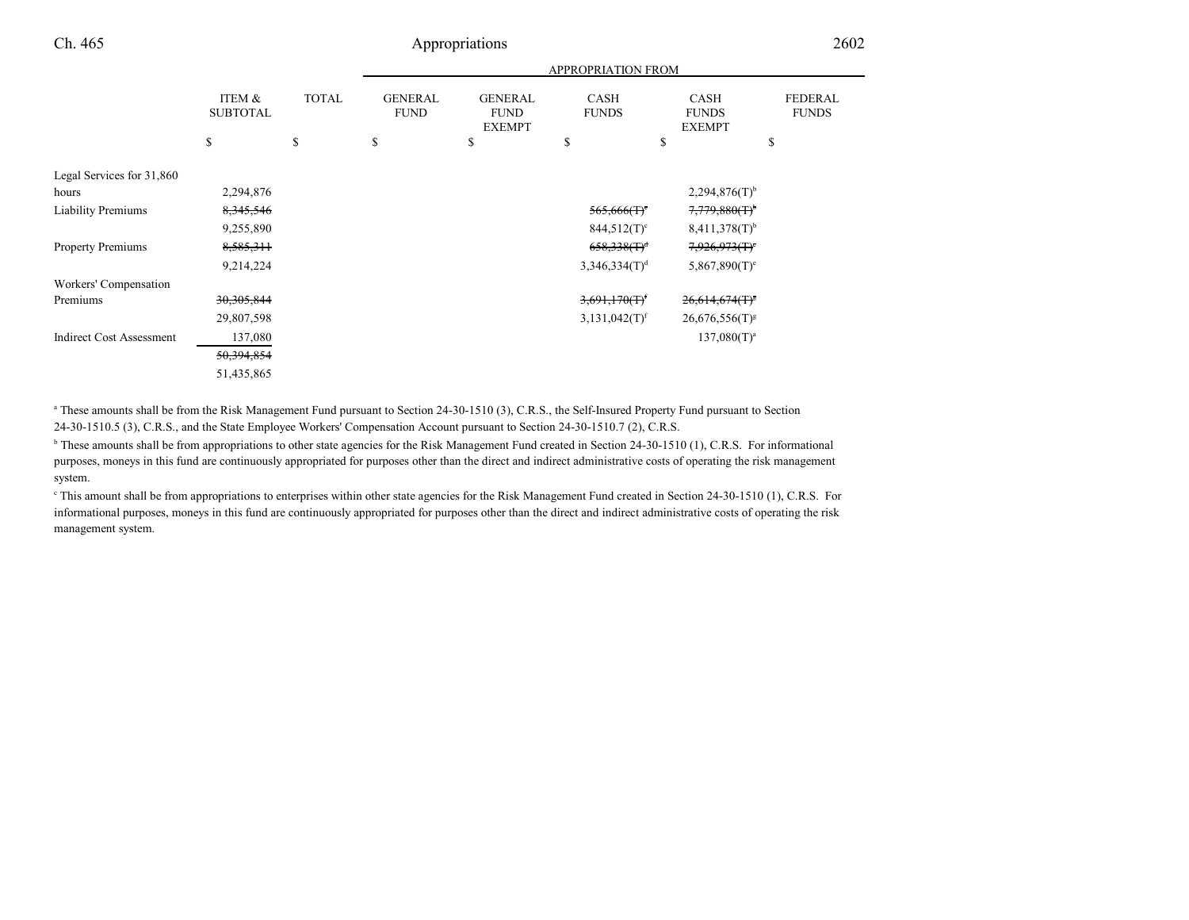| | ITEM & SUBTOTAL | TOTAL | APPROPRIATION FROM GENERAL FUND | GENERAL FUND EXEMPT | CASH FUNDS | CASH FUNDS EXEMPT | FEDERAL FUNDS |
|---|---|---|---|---|---|---|---|
| | $ | $ | $ | $ | $ | $ | $ |
| Legal Services for 31,860 hours | 2,294,876 | | | | | 2,294,876(T)[b] | |
| Liability Premiums | ~~8,345,546~~ | | | | ~~565,666(T)[c]~~ | ~~7,779,880(T)[b]~~ | |
| | 9,255,890 | | | | 844,512(T)[c] | 8,411,378(T)[b] | |
| Property Premiums | ~~8,585,311~~ | | | | ~~658,338(T)[d]~~ | ~~7,926,973(T)[e]~~ | |
| | 9,214,224 | | | | 3,346,334(T)[d] | 5,867,890(T)[e] | |
| Workers' Compensation Premiums | ~~30,305,844~~ | | | | ~~3,691,170(T)[f]~~ | ~~26,614,674(T)[g]~~ | |
| | 29,807,598 | | | | 3,131,042(T)[f] | 26,676,556(T)[g] | |
| Indirect Cost Assessment | 137,080 | | | | | 137,080(T)[a] | |
| | ~~50,394,854~~ | | | | | | |
| | 51,435,865 | | | | | | |

[a] These amounts shall be from the Risk Management Fund pursuant to Section 24-30-1510 (3), C.R.S., the Self-Insured Property Fund pursuant to Section 24-30-1510.5 (3), C.R.S., and the State Employee Workers' Compensation Account pursuant to Section 24-30-1510.7 (2), C.R.S.

[b] These amounts shall be from appropriations to other state agencies for the Risk Management Fund created in Section 24-30-1510 (1), C.R.S. For informational purposes, moneys in this fund are continuously appropriated for purposes other than the direct and indirect administrative costs of operating the risk management system.

[c] This amount shall be from appropriations to enterprises within other state agencies for the Risk Management Fund created in Section 24-30-1510 (1), C.R.S. For informational purposes, moneys in this fund are continuously appropriated for purposes other than the direct and indirect administrative costs of operating the risk management system.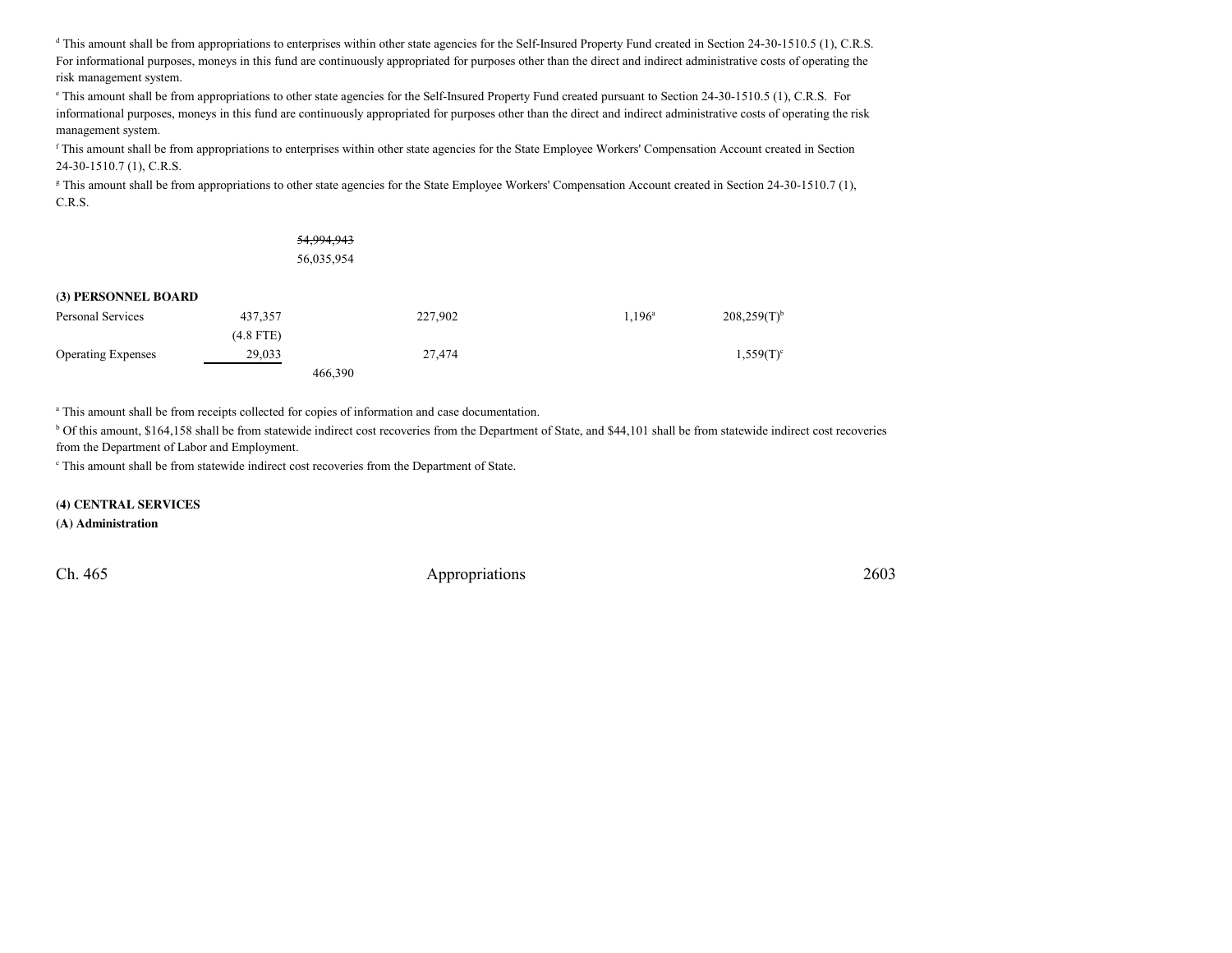[d] This amount shall be from appropriations to enterprises within other state agencies for the Self-Insured Property Fund created in Section 24-30-1510.5 (1), C.R.S. For informational purposes, moneys in this fund are continuously appropriated for purposes other than the direct and indirect administrative costs of operating the risk management system.

[e] This amount shall be from appropriations to other state agencies for the Self-Insured Property Fund created pursuant to Section 24-30-1510.5 (1), C.R.S. For informational purposes, moneys in this fund are continuously appropriated for purposes other than the direct and indirect administrative costs of operating the risk management system.

[f] This amount shall be from appropriations to enterprises within other state agencies for the State Employee Workers' Compensation Account created in Section 24-30-1510.7 (1), C.R.S.

[g] This amount shall be from appropriations to other state agencies for the State Employee Workers' Compensation Account created in Section 24-30-1510.7 (1), C.R.S.

| | | | | | | |
|---|---|---|---|---|---|---|
| | | ~~54,994,943~~<br>56,035,954 | | | | |

**(3) PERSONNEL BOARD**

| | | | | | | |
|---|---|---|---|---|---|---|
| Personal Services | 437,357<br>(4.8 FTE) | | 227,902 | | 1,196[a] | 208,259(T)[b] |
| Operating Expenses | 29,033 | | 27,474 | | | 1,559(T)[c] |
| | | 466,390 | | | | |

[a] This amount shall be from receipts collected for copies of information and case documentation.

[b] Of this amount, $164,158 shall be from statewide indirect cost recoveries from the Department of State, and $44,101 shall be from statewide indirect cost recoveries from the Department of Labor and Employment.

[c] This amount shall be from statewide indirect cost recoveries from the Department of State.

**(4) CENTRAL SERVICES**

**(A) Administration**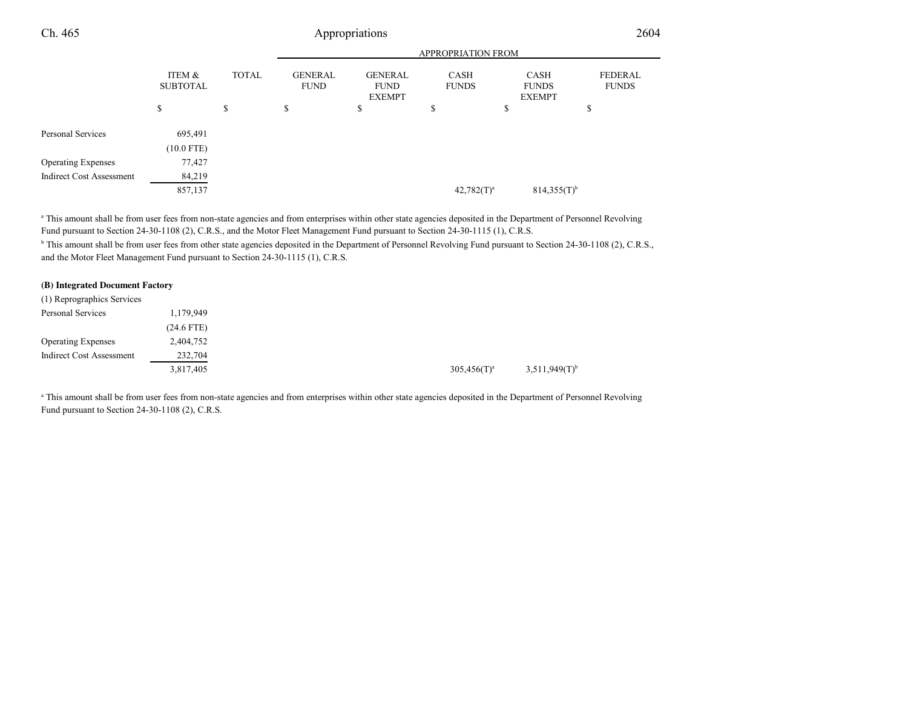|  | ITEM & SUBTOTAL | TOTAL | APPROPRIATION FROM GENERAL FUND | GENERAL FUND EXEMPT | CASH FUNDS | CASH FUNDS EXEMPT | FEDERAL FUNDS |
|---|---|---|---|---|---|---|---|
|  | $ | $ | $ | $ | $ | $ | $ |
| Personal Services | 695,491 |  |  |  |  |  |  |
|  | (10.0 FTE) |  |  |  |  |  |  |
| Operating Expenses | 77,427 |  |  |  |  |  |  |
| Indirect Cost Assessment | 84,219 |  |  |  |  |  |  |
|  | 857,137 |  |  |  | 42,782(T)[a] | 814,355(T)[b] |  |

[a] This amount shall be from user fees from non-state agencies and from enterprises within other state agencies deposited in the Department of Personnel Revolving Fund pursuant to Section 24-30-1108 (2), C.R.S., and the Motor Fleet Management Fund pursuant to Section 24-30-1115 (1), C.R.S.

[b] This amount shall be from user fees from other state agencies deposited in the Department of Personnel Revolving Fund pursuant to Section 24-30-1108 (2), C.R.S., and the Motor Fleet Management Fund pursuant to Section 24-30-1115 (1), C.R.S.

**(B) Integrated Document Factory**

(1) Reprographics Services

|  | ITEM & SUBTOTAL | TOTAL | GENERAL FUND | GENERAL FUND EXEMPT | CASH FUNDS | CASH FUNDS EXEMPT | FEDERAL FUNDS |
|---|---|---|---|---|---|---|---|
| Personal Services | 1,179,949 |  |  |  |  |  |  |
|  | (24.6 FTE) |  |  |  |  |  |  |
| Operating Expenses | 2,404,752 |  |  |  |  |  |  |
| Indirect Cost Assessment | 232,704 |  |  |  |  |  |  |
|  | 3,817,405 |  |  |  | 305,456(T)[a] | 3,511,949(T)[b] |  |

[a] This amount shall be from user fees from non-state agencies and from enterprises within other state agencies deposited in the Department of Personnel Revolving Fund pursuant to Section 24-30-1108 (2), C.R.S.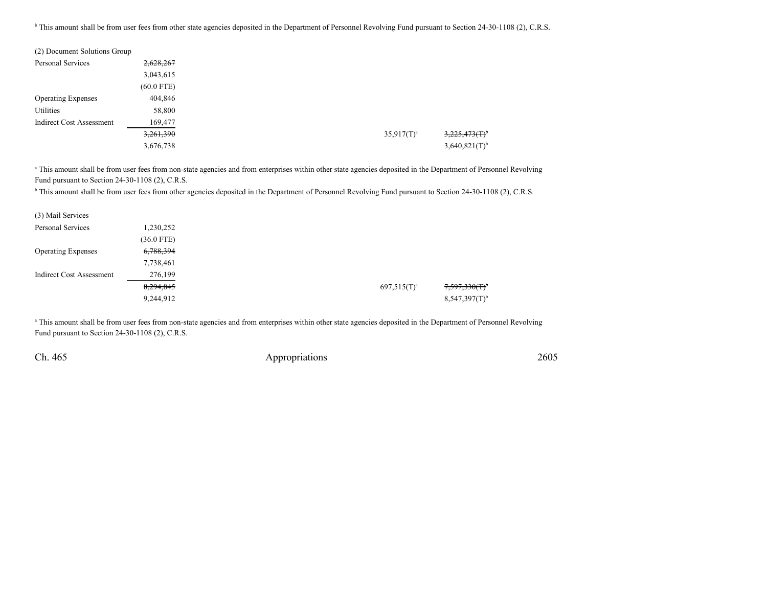[b] This amount shall be from user fees from other state agencies deposited in the Department of Personnel Revolving Fund pursuant to Section 24-30-1108 (2), C.R.S.

(2) Document Solutions Group

| | | | |
|---|---|---|---|
| Personal Services | ~~2,628,267~~ | | |
| | 3,043,615 | | |
| | (60.0 FTE) | | |
| Operating Expenses | 404,846 | | |
| Utilities | 58,800 | | |
| Indirect Cost Assessment | 169,477 | | |
| | ~~3,261,390~~ | 35,917(T)[a] | ~~3,225,473(T)~~[b] |
| | 3,676,738 | | 3,640,821(T)[b] |

[a] This amount shall be from user fees from non-state agencies and from enterprises within other state agencies deposited in the Department of Personnel Revolving Fund pursuant to Section 24-30-1108 (2), C.R.S.

[b] This amount shall be from user fees from other agencies deposited in the Department of Personnel Revolving Fund pursuant to Section 24-30-1108 (2), C.R.S.

(3) Mail Services

| | | | |
|---|---|---|---|
| Personal Services | 1,230,252 | | |
| | (36.0 FTE) | | |
| Operating Expenses | ~~6,788,394~~ | | |
| | 7,738,461 | | |
| Indirect Cost Assessment | 276,199 | | |
| | ~~8,294,845~~ | 697,515(T)[a] | ~~7,597,330(T)~~[b] |
| | 9,244,912 | | 8,547,397(T)[b] |

[a] This amount shall be from user fees from non-state agencies and from enterprises within other state agencies deposited in the Department of Personnel Revolving Fund pursuant to Section 24-30-1108 (2), C.R.S.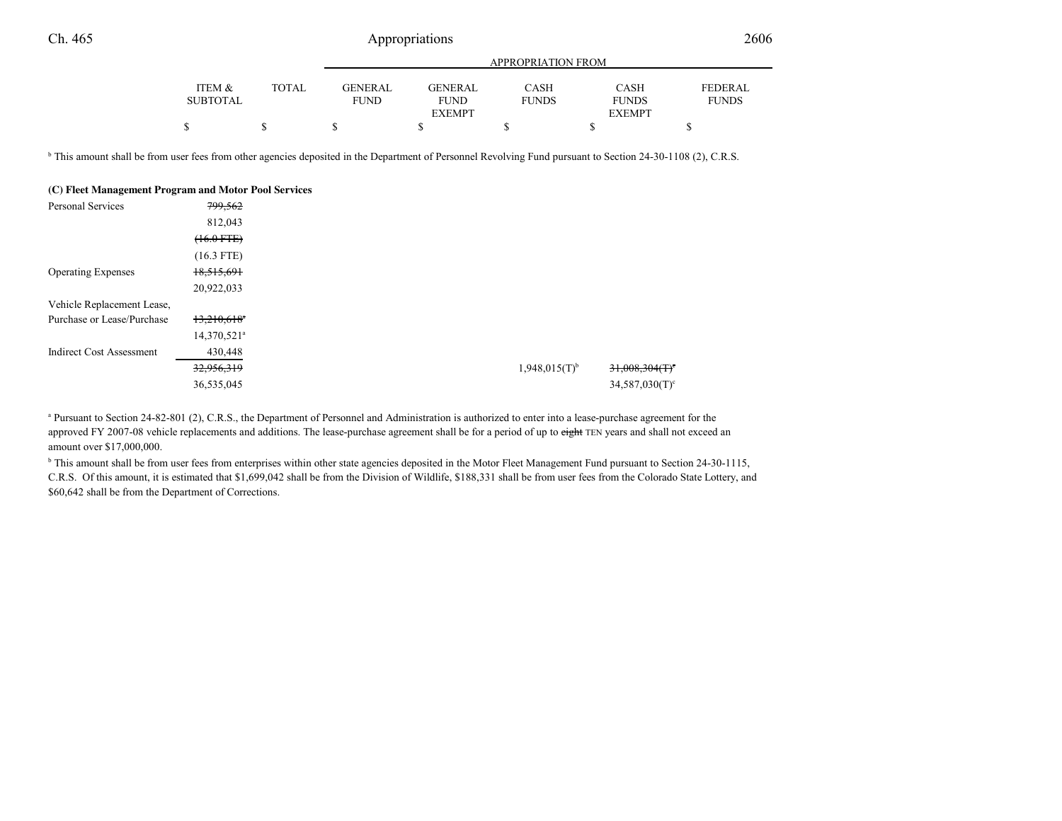| | ITEM & SUBTOTAL | TOTAL | GENERAL FUND | GENERAL FUND EXEMPT | CASH FUNDS | CASH FUNDS EXEMPT | FEDERAL FUNDS |
|---|---|---|---|---|---|---|---|
| | $ | $ | $ | $ | $ | $ | $ |

[b] This amount shall be from user fees from other agencies deposited in the Department of Personnel Revolving Fund pursuant to Section 24-30-1108 (2), C.R.S.

**(C) Fleet Management Program and Motor Pool Services**

| | ITEM & SUBTOTAL | TOTAL | GENERAL FUND | GENERAL FUND EXEMPT | CASH FUNDS | CASH FUNDS EXEMPT | FEDERAL FUNDS |
|---|---|---|---|---|---|---|---|
| Personal Services | ~~799,562~~ | | | | | | |
| | 812,043 | | | | | | |
| | ~~(16.0 FTE)~~ | | | | | | |
| | (16.3 FTE) | | | | | | |
| Operating Expenses | ~~18,515,691~~ | | | | | | |
| | 20,922,033 | | | | | | |
| Vehicle Replacement Lease, Purchase or Lease/Purchase | ~~13,210,618~~[a] | | | | | | |
| | 14,370,521[a] | | | | | | |
| Indirect Cost Assessment | 430,448 | | | | | | |
| | ~~32,956,319~~ | | | | 1,948,015(T)[b] | ~~31,008,304(T)~~[c] | |
| | 36,535,045 | | | | | 34,587,030(T)[c] | |

[a] Pursuant to Section 24-82-801 (2), C.R.S., the Department of Personnel and Administration is authorized to enter into a lease-purchase agreement for the approved FY 2007-08 vehicle replacements and additions. The lease-purchase agreement shall be for a period of up to ~~eight~~ TEN years and shall not exceed an amount over $17,000,000.

[b] This amount shall be from user fees from enterprises within other state agencies deposited in the Motor Fleet Management Fund pursuant to Section 24-30-1115, C.R.S. Of this amount, it is estimated that $1,699,042 shall be from the Division of Wildlife, $188,331 shall be from user fees from the Colorado State Lottery, and $60,642 shall be from the Department of Corrections.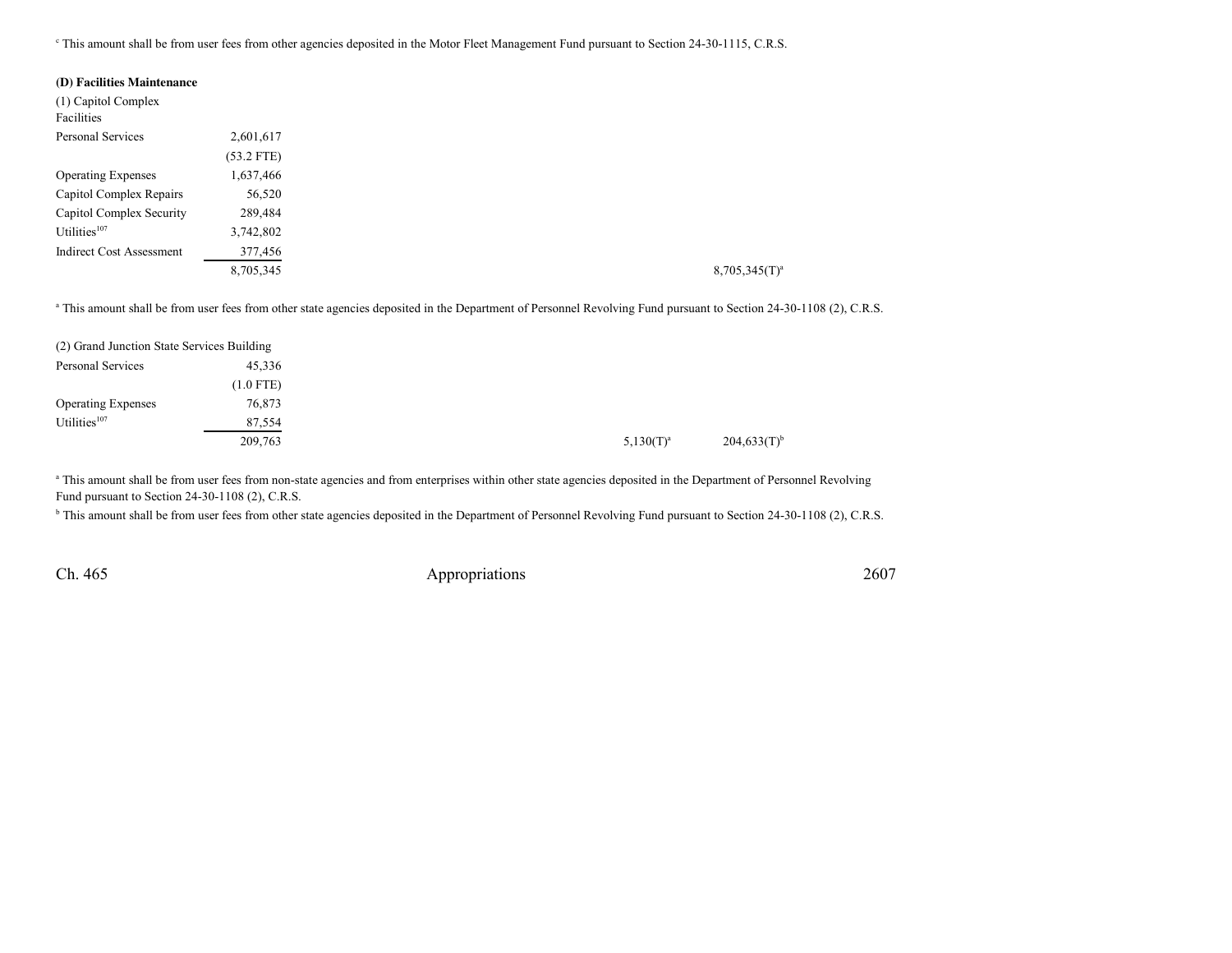[c] This amount shall be from user fees from other agencies deposited in the Motor Fleet Management Fund pursuant to Section 24-30-1115, C.R.S.

**(D) Facilities Maintenance**

| | | | |
|---|---|---|---|
| (1) Capitol Complex Facilities | | | |
| Personal Services | 2,601,617 | | |
| | (53.2 FTE) | | |
| Operating Expenses | 1,637,466 | | |
| Capitol Complex Repairs | 56,520 | | |
| Capitol Complex Security | 289,484 | | |
| Utilities[107] | 3,742,802 | | |
| Indirect Cost Assessment | 377,456 | | |
| | 8,705,345 | | 8,705,345(T)[a] |

[a] This amount shall be from user fees from other state agencies deposited in the Department of Personnel Revolving Fund pursuant to Section 24-30-1108 (2), C.R.S.

| | | | |
|---|---|---|---|
| (2) Grand Junction State Services Building | | | |
| Personal Services | 45,336 | | |
| | (1.0 FTE) | | |
| Operating Expenses | 76,873 | | |
| Utilities[107] | 87,554 | | |
| | 209,763 | 5,130(T)[a] | 204,633(T)[b] |

[a] This amount shall be from user fees from non-state agencies and from enterprises within other state agencies deposited in the Department of Personnel Revolving Fund pursuant to Section 24-30-1108 (2), C.R.S.

[b] This amount shall be from user fees from other state agencies deposited in the Department of Personnel Revolving Fund pursuant to Section 24-30-1108 (2), C.R.S.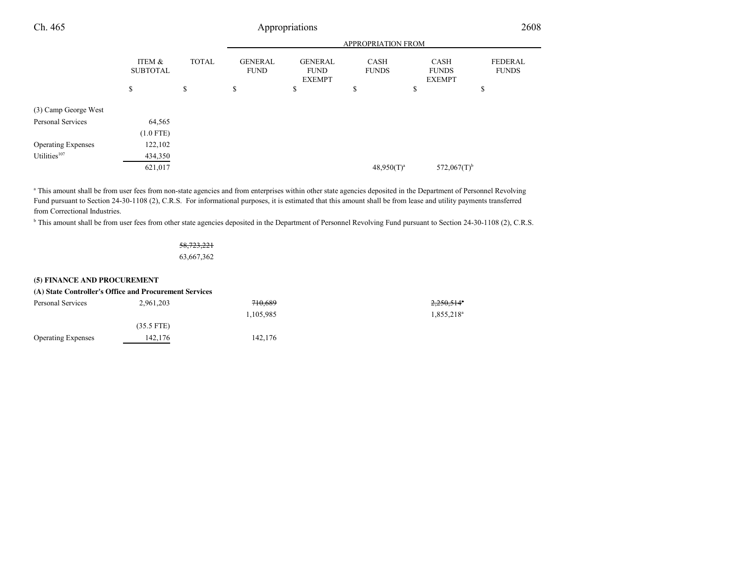| | ITEM & SUBTOTAL | TOTAL | APPROPRIATION FROM GENERAL FUND | GENERAL FUND EXEMPT | CASH FUNDS | CASH FUNDS EXEMPT | FEDERAL FUNDS |
|---|---|---|---|---|---|---|---|
| | $ | $ | $ | $ | $ | $ | $ |
| (3) Camp George West | | | | | | | |
| Personal Services | 64,565 | | | | | | |
| | (1.0 FTE) | | | | | | |
| Operating Expenses | 122,102 | | | | | | |
| Utilities[107] | 434,350 | | | | | | |
| | 621,017 | | | | 48,950(T)[a] | 572,067(T)[b] | |

[a] This amount shall be from user fees from non-state agencies and from enterprises within other state agencies deposited in the Department of Personnel Revolving Fund pursuant to Section 24-30-1108 (2), C.R.S. For informational purposes, it is estimated that this amount shall be from lease and utility payments transferred from Correctional Industries.

[b] This amount shall be from user fees from other state agencies deposited in the Department of Personnel Revolving Fund pursuant to Section 24-30-1108 (2), C.R.S.

| | ITEM & SUBTOTAL | TOTAL | GENERAL FUND | GENERAL FUND EXEMPT | CASH FUNDS | CASH FUNDS EXEMPT | FEDERAL FUNDS |
|---|---|---|---|---|---|---|---|
| | | ~~58,723,221~~ | | | | | |
| | | 63,667,362 | | | | | |
| **(5) FINANCE AND PROCUREMENT** | | | | | | | |
| **(A) State Controller's Office and Procurement Services** | | | | | | | |
| Personal Services | 2,961,203 | | ~~710,689~~ | | | ~~2,250,514~~[a] | |
| | | | 1,105,985 | | | 1,855,218[a] | |
| | (35.5 FTE) | | | | | | |
| Operating Expenses | 142,176 | | 142,176 | | | | |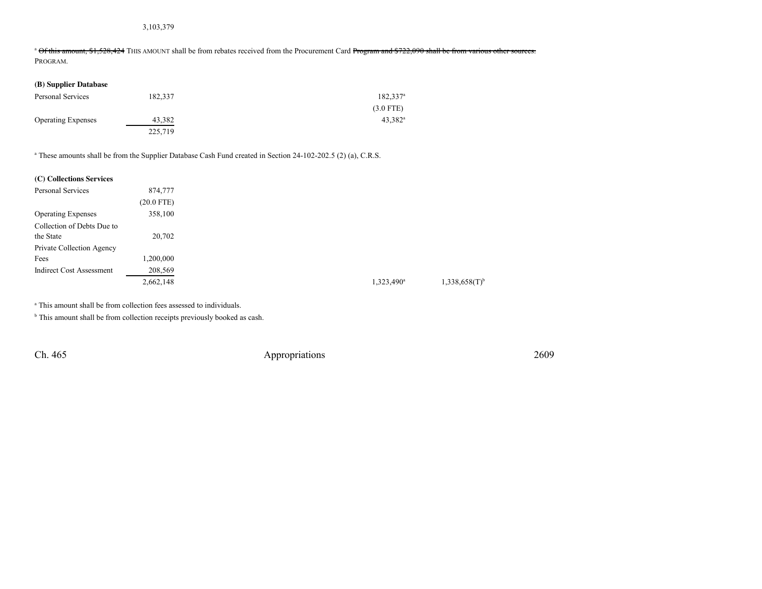3,103,379

[a] ~~Of this amount, $1,528,424~~ THIS AMOUNT shall be from rebates received from the Procurement Card ~~Program and $722,090 shall be from various other sources.~~ PROGRAM.

**(B) Supplier Database**

| | | |
|---|---|---|
| Personal Services | 182,337 | 182,337[a] |
| | | (3.0 FTE) |
| Operating Expenses | 43,382 | 43,382[a] |
| | 225,719 | |

[a] These amounts shall be from the Supplier Database Cash Fund created in Section 24-102-202.5 (2) (a), C.R.S.

**(C) Collections Services**

| | | | |
|---|---|---|---|
| Personal Services | 874,777 | | |
| | (20.0 FTE) | | |
| Operating Expenses | 358,100 | | |
| Collection of Debts Due to the State | 20,702 | | |
| Private Collection Agency Fees | 1,200,000 | | |
| Indirect Cost Assessment | 208,569 | | |
| | 2,662,148 | 1,323,490[a] | 1,338,658(T)[b] |

[a] This amount shall be from collection fees assessed to individuals.

[b] This amount shall be from collection receipts previously booked as cash.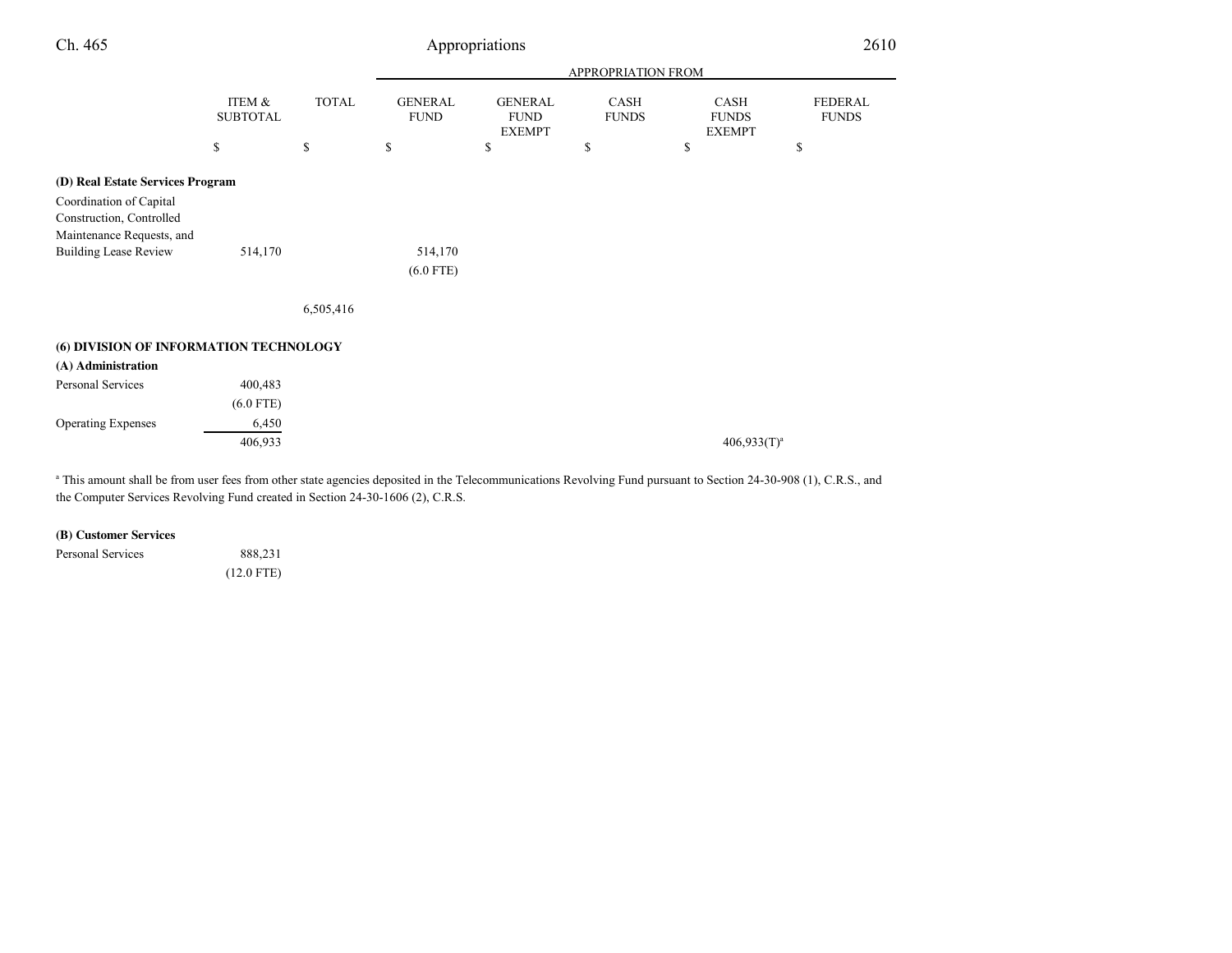| | ITEM & SUBTOTAL | TOTAL | APPROPRIATION FROM GENERAL FUND | GENERAL FUND EXEMPT | CASH FUNDS | CASH FUNDS EXEMPT | FEDERAL FUNDS |
|---|---|---|---|---|---|---|---|
| | $ | $ | $ | $ | $ | $ | $ |
| **(D) Real Estate Services Program** | | | | | | | |
| Coordination of Capital Construction, Controlled Maintenance Requests, and Building Lease Review | 514,170 | | 514,170 (6.0 FTE) | | | | |
| | | 6,505,416 | | | | | |
| **(6) DIVISION OF INFORMATION TECHNOLOGY** | | | | | | | |
| **(A) Administration** | | | | | | | |
| Personal Services | 400,483 (6.0 FTE) | | | | | | |
| Operating Expenses | 6,450 | | | | | | |
| | 406,933 | | | | | 406,933(T)[a] | |

[a] This amount shall be from user fees from other state agencies deposited in the Telecommunications Revolving Fund pursuant to Section 24-30-908 (1), C.R.S., and the Computer Services Revolving Fund created in Section 24-30-1606 (2), C.R.S.

| | ITEM & SUBTOTAL | TOTAL | GENERAL FUND | GENERAL FUND EXEMPT | CASH FUNDS | CASH FUNDS EXEMPT | FEDERAL FUNDS |
|---|---|---|---|---|---|---|---|
| **(B) Customer Services** | | | | | | | |
| Personal Services | 888,231 (12.0 FTE) | | | | | | |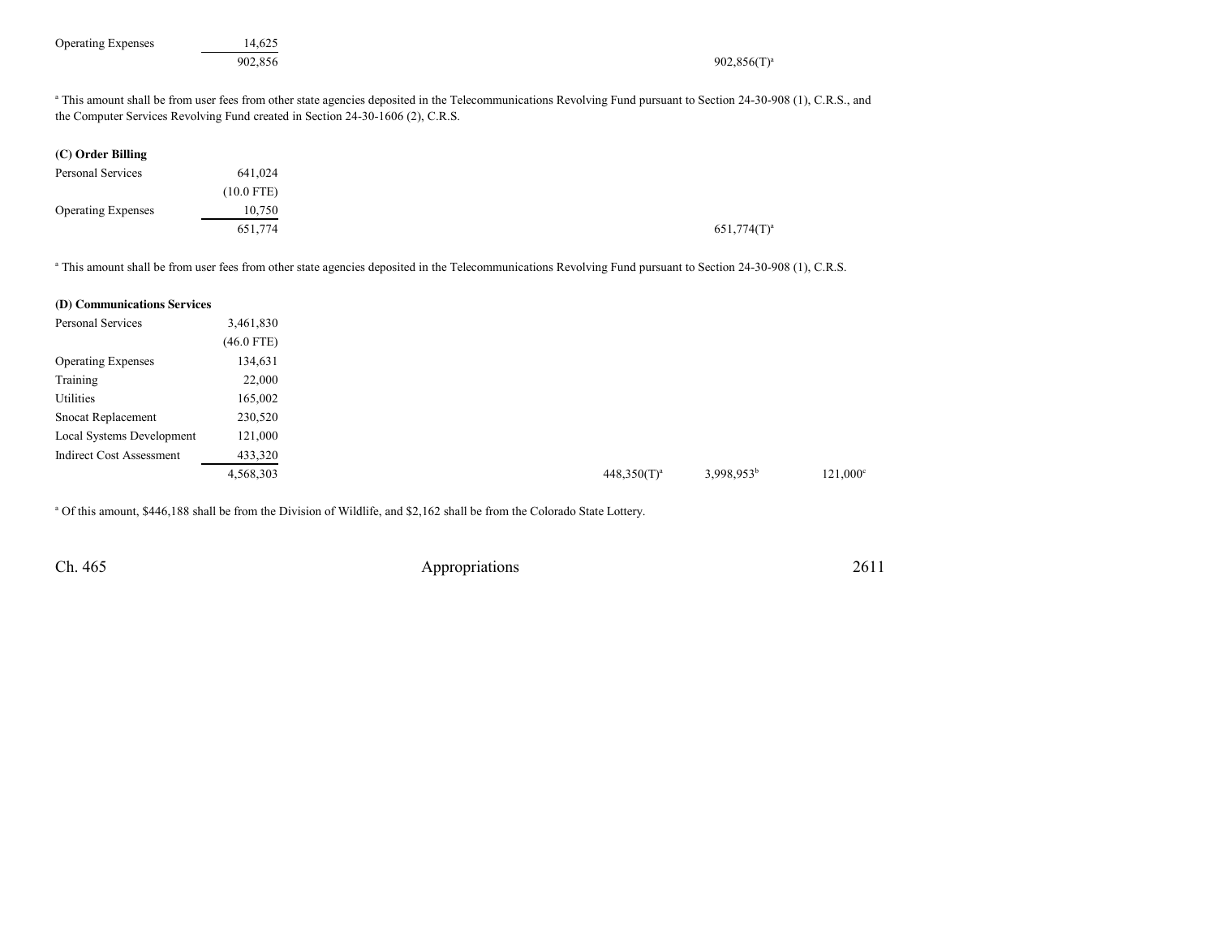| | | | | | |
|---|---|---|---|---|---|
| Operating Expenses | 14,625 | | | | |
| | 902,856 | | | 902,856(T)[a] | |

[a] This amount shall be from user fees from other state agencies deposited in the Telecommunications Revolving Fund pursuant to Section 24-30-908 (1), C.R.S., and the Computer Services Revolving Fund created in Section 24-30-1606 (2), C.R.S.

**(C) Order Billing**

| | | | | | |
|---|---|---|---|---|---|
| Personal Services | 641,024 | | | | |
| | (10.0 FTE) | | | | |
| Operating Expenses | 10,750 | | | | |
| | 651,774 | | | 651,774(T)[a] | |

[a] This amount shall be from user fees from other state agencies deposited in the Telecommunications Revolving Fund pursuant to Section 24-30-908 (1), C.R.S.

**(D) Communications Services**

| | | | | | |
|---|---|---|---|---|---|
| Personal Services | 3,461,830 | | | | |
| | (46.0 FTE) | | | | |
| Operating Expenses | 134,631 | | | | |
| Training | 22,000 | | | | |
| Utilities | 165,002 | | | | |
| Snocat Replacement | 230,520 | | | | |
| Local Systems Development | 121,000 | | | | |
| Indirect Cost Assessment | 433,320 | | | | |
| | 4,568,303 | | 448,350(T)[a] | 3,998,953[b] | 121,000[c] |

[a] Of this amount, $446,188 shall be from the Division of Wildlife, and $2,162 shall be from the Colorado State Lottery.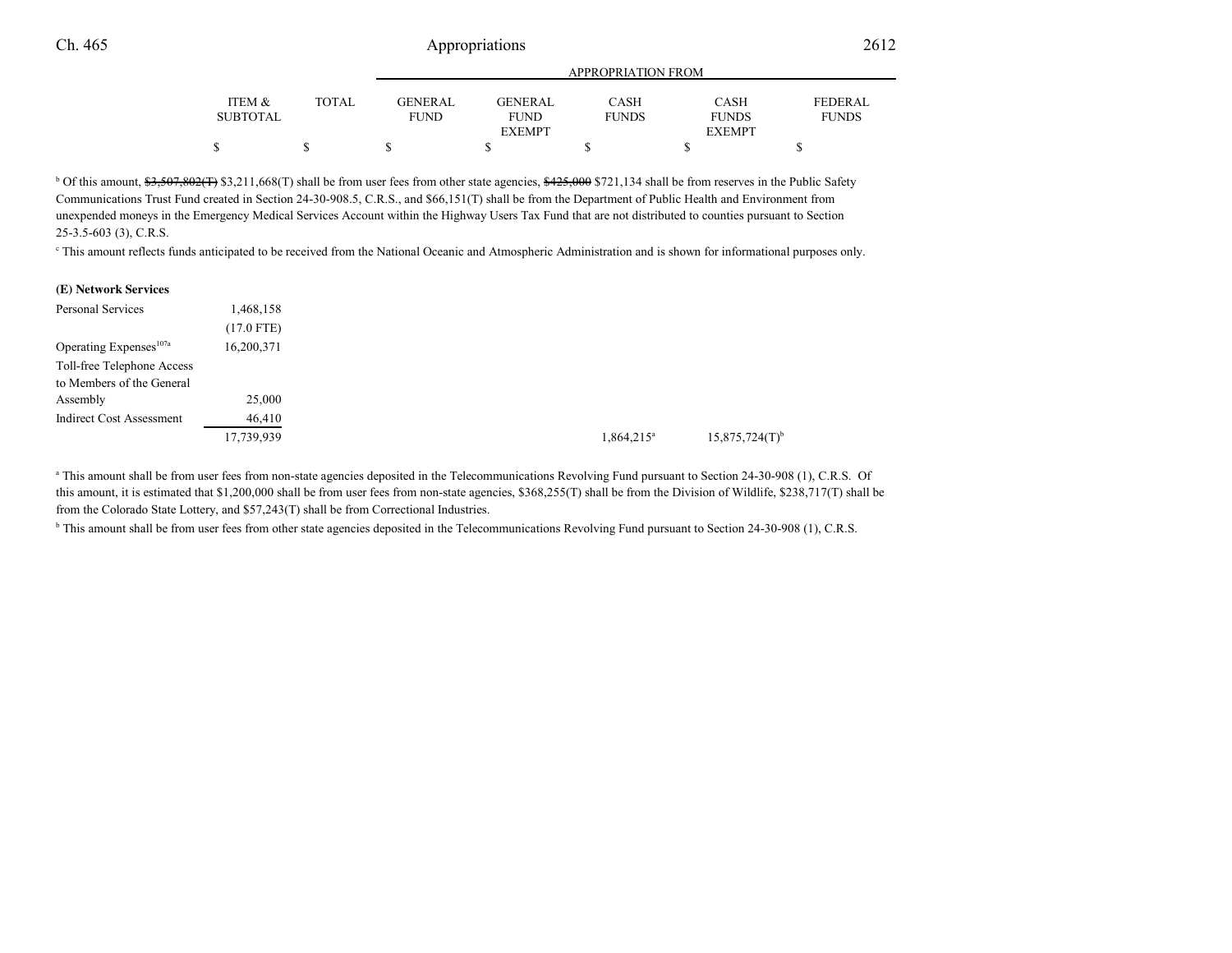| | ITEM & SUBTOTAL | TOTAL | GENERAL FUND | GENERAL FUND EXEMPT | CASH FUNDS | CASH FUNDS EXEMPT | FEDERAL FUNDS |
|---|---|---|---|---|---|---|---|
| | $ | $ | $ | $ | $ | $ | $ |

[b] Of this amount, ~~$3,507,802(T)~~ $3,211,668(T) shall be from user fees from other state agencies, ~~$425,000~~ $721,134 shall be from reserves in the Public Safety Communications Trust Fund created in Section 24-30-908.5, C.R.S., and $66,151(T) shall be from the Department of Public Health and Environment from unexpended moneys in the Emergency Medical Services Account within the Highway Users Tax Fund that are not distributed to counties pursuant to Section 25-3.5-603 (3), C.R.S.

[c] This amount reflects funds anticipated to be received from the National Oceanic and Atmospheric Administration and is shown for informational purposes only.

**(E) Network Services**

| | ITEM & SUBTOTAL | TOTAL | GENERAL FUND | GENERAL FUND EXEMPT | CASH FUNDS | CASH FUNDS EXEMPT | FEDERAL FUNDS |
|---|---|---|---|---|---|---|---|
| Personal Services | 1,468,158 | | | | | | |
| | (17.0 FTE) | | | | | | |
| Operating Expenses[107a] | 16,200,371 | | | | | | |
| Toll-free Telephone Access to Members of the General Assembly | 25,000 | | | | | | |
| Indirect Cost Assessment | 46,410 | | | | | | |
| | 17,739,939 | | | | 1,864,215[a] | 15,875,724(T)[b] | |

[a] This amount shall be from user fees from non-state agencies deposited in the Telecommunications Revolving Fund pursuant to Section 24-30-908 (1), C.R.S. Of this amount, it is estimated that $1,200,000 shall be from user fees from non-state agencies, $368,255(T) shall be from the Division of Wildlife, $238,717(T) shall be from the Colorado State Lottery, and $57,243(T) shall be from Correctional Industries.

[b] This amount shall be from user fees from other state agencies deposited in the Telecommunications Revolving Fund pursuant to Section 24-30-908 (1), C.R.S.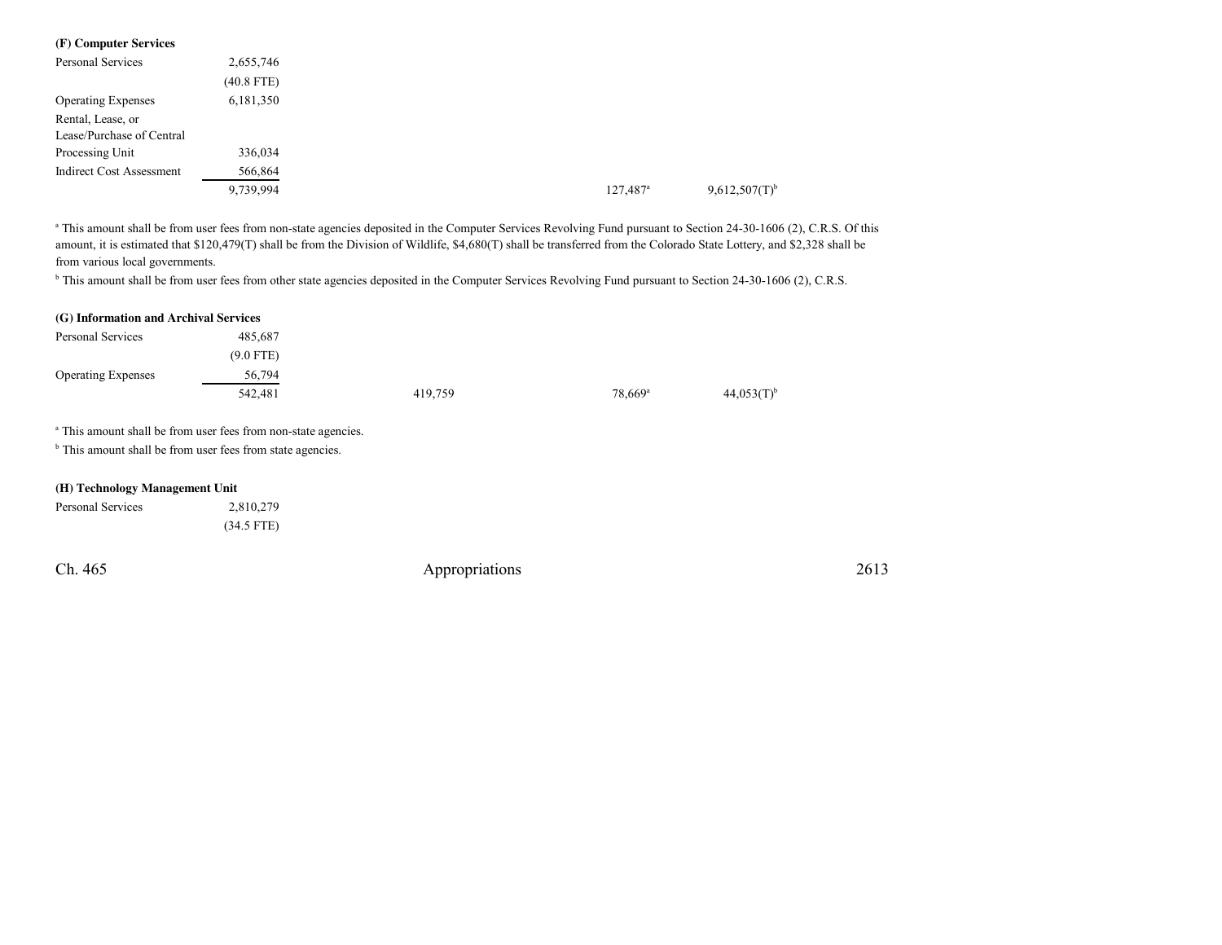**(F) Computer Services**

| | | | | | |
|---|---|---|---|---|---|
| Personal Services | 2,655,746 | | | | |
| | (40.8 FTE) | | | | |
| Operating Expenses | 6,181,350 | | | | |
| Rental, Lease, or Lease/Purchase of Central Processing Unit | 336,034 | | | | |
| Indirect Cost Assessment | 566,864 | | | | |
| | 9,739,994 | | | 127,487[a] | 9,612,507(T)[b] |

[a] This amount shall be from user fees from non-state agencies deposited in the Computer Services Revolving Fund pursuant to Section 24-30-1606 (2), C.R.S. Of this amount, it is estimated that $120,479(T) shall be from the Division of Wildlife, $4,680(T) shall be transferred from the Colorado State Lottery, and $2,328 shall be from various local governments.

[b] This amount shall be from user fees from other state agencies deposited in the Computer Services Revolving Fund pursuant to Section 24-30-1606 (2), C.R.S.

**(G) Information and Archival Services**

| | | | | | |
|---|---|---|---|---|---|
| Personal Services | 485,687 | | | | |
| | (9.0 FTE) | | | | |
| Operating Expenses | 56,794 | | | | |
| | 542,481 | | 419,759 | 78,669[a] | 44,053(T)[b] |

[a] This amount shall be from user fees from non-state agencies.

[b] This amount shall be from user fees from state agencies.

**(H) Technology Management Unit**

| | |
|---|---|
| Personal Services | 2,810,279 |
| | (34.5 FTE) |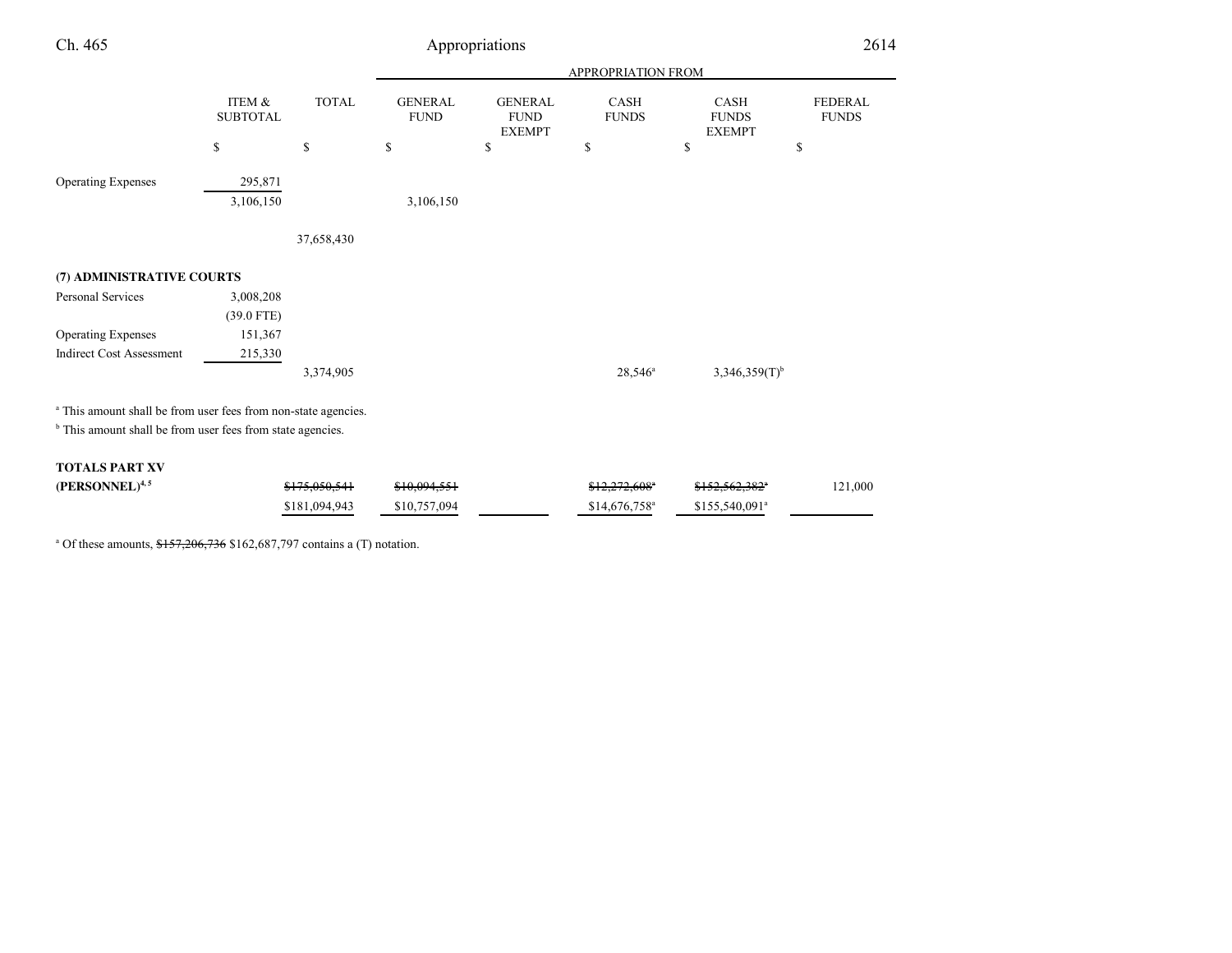| | ITEM & SUBTOTAL | TOTAL | APPROPRIATION FROM GENERAL FUND | GENERAL FUND EXEMPT | CASH FUNDS | CASH FUNDS EXEMPT | FEDERAL FUNDS |
|---|---|---|---|---|---|---|---|
| | $ | $ | $ | $ | $ | $ | $ |
| Operating Expenses | 295,871 | | | | | | |
| | 3,106,150 | | 3,106,150 | | | | |
| | | 37,658,430 | | | | | |
| **(7) ADMINISTRATIVE COURTS** | | | | | | | |
| Personal Services | 3,008,208 | | | | | | |
| | (39.0 FTE) | | | | | | |
| Operating Expenses | 151,367 | | | | | | |
| Indirect Cost Assessment | 215,330 | | | | | | |
| | | 3,374,905 | | | 28,546[a] | 3,346,359(T)[b] | |

[a] This amount shall be from user fees from non-state agencies.

[b] This amount shall be from user fees from state agencies.

| | ITEM & SUBTOTAL | TOTAL | GENERAL FUND | GENERAL FUND EXEMPT | CASH FUNDS | CASH FUNDS EXEMPT | FEDERAL FUNDS |
|---|---|---|---|---|---|---|---|
| **TOTALS PART XV (PERSONNEL)**[4, 5] | | ~~$175,050,541~~ | ~~$10,094,551~~ | | ~~$12,272,608~~[a] | ~~$152,562,382~~[a] | 121,000 |
| | | $181,094,943 | $10,757,094 | | $14,676,758[a] | $155,540,091[a] | |

[a] Of these amounts, ~~$157,206,736~~ $162,687,797 contains a (T) notation.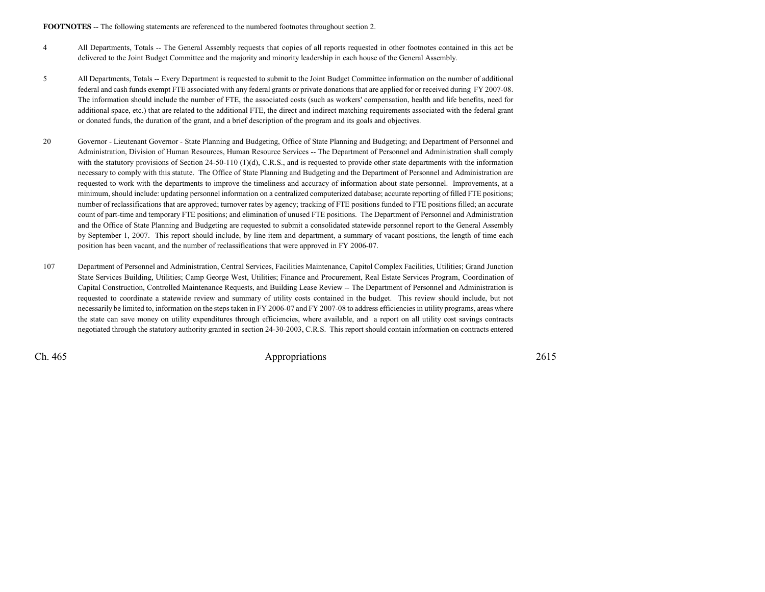**FOOTNOTES** -- The following statements are referenced to the numbered footnotes throughout section 2.

4 All Departments, Totals -- The General Assembly requests that copies of all reports requested in other footnotes contained in this act be delivered to the Joint Budget Committee and the majority and minority leadership in each house of the General Assembly.

5 All Departments, Totals -- Every Department is requested to submit to the Joint Budget Committee information on the number of additional federal and cash funds exempt FTE associated with any federal grants or private donations that are applied for or received during FY 2007-08. The information should include the number of FTE, the associated costs (such as workers' compensation, health and life benefits, need for additional space, etc.) that are related to the additional FTE, the direct and indirect matching requirements associated with the federal grant or donated funds, the duration of the grant, and a brief description of the program and its goals and objectives.

20 Governor - Lieutenant Governor - State Planning and Budgeting, Office of State Planning and Budgeting; and Department of Personnel and Administration, Division of Human Resources, Human Resource Services -- The Department of Personnel and Administration shall comply with the statutory provisions of Section 24-50-110 (1)(d), C.R.S., and is requested to provide other state departments with the information necessary to comply with this statute. The Office of State Planning and Budgeting and the Department of Personnel and Administration are requested to work with the departments to improve the timeliness and accuracy of information about state personnel. Improvements, at a minimum, should include: updating personnel information on a centralized computerized database; accurate reporting of filled FTE positions; number of reclassifications that are approved; turnover rates by agency; tracking of FTE positions funded to FTE positions filled; an accurate count of part-time and temporary FTE positions; and elimination of unused FTE positions. The Department of Personnel and Administration and the Office of State Planning and Budgeting are requested to submit a consolidated statewide personnel report to the General Assembly by September 1, 2007. This report should include, by line item and department, a summary of vacant positions, the length of time each position has been vacant, and the number of reclassifications that were approved in FY 2006-07.

107 Department of Personnel and Administration, Central Services, Facilities Maintenance, Capitol Complex Facilities, Utilities; Grand Junction State Services Building, Utilities; Camp George West, Utilities; Finance and Procurement, Real Estate Services Program, Coordination of Capital Construction, Controlled Maintenance Requests, and Building Lease Review -- The Department of Personnel and Administration is requested to coordinate a statewide review and summary of utility costs contained in the budget. This review should include, but not necessarily be limited to, information on the steps taken in FY 2006-07 and FY 2007-08 to address efficiencies in utility programs, areas where the state can save money on utility expenditures through efficiencies, where available, and a report on all utility cost savings contracts negotiated through the statutory authority granted in section 24-30-2003, C.R.S. This report should contain information on contracts entered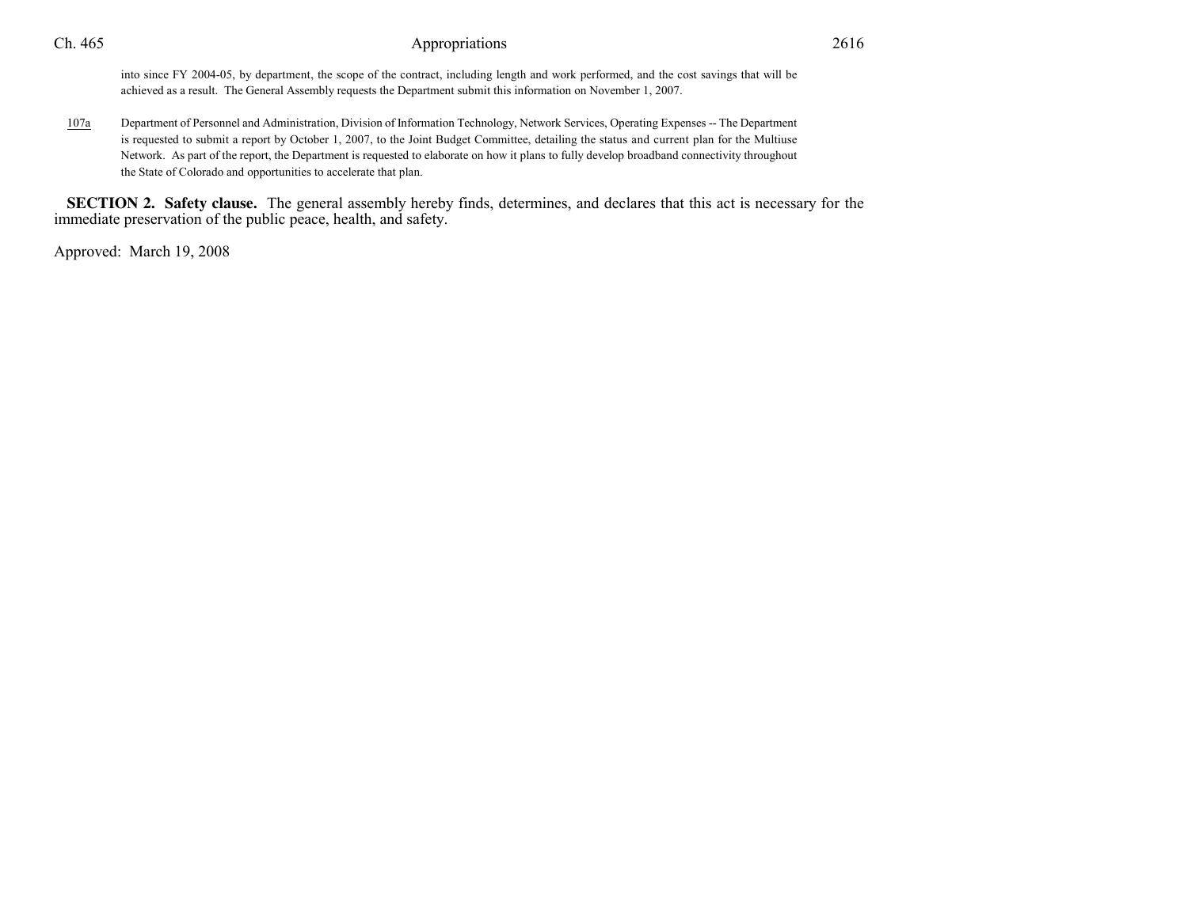into since FY 2004-05, by department, the scope of the contract, including length and work performed, and the cost savings that will be achieved as a result. The General Assembly requests the Department submit this information on November 1, 2007.

107a Department of Personnel and Administration, Division of Information Technology, Network Services, Operating Expenses -- The Department is requested to submit a report by October 1, 2007, to the Joint Budget Committee, detailing the status and current plan for the Multiuse Network. As part of the report, the Department is requested to elaborate on how it plans to fully develop broadband connectivity throughout the State of Colorado and opportunities to accelerate that plan.

**SECTION 2. Safety clause.** The general assembly hereby finds, determines, and declares that this act is necessary for the immediate preservation of the public peace, health, and safety.

Approved: March 19, 2008